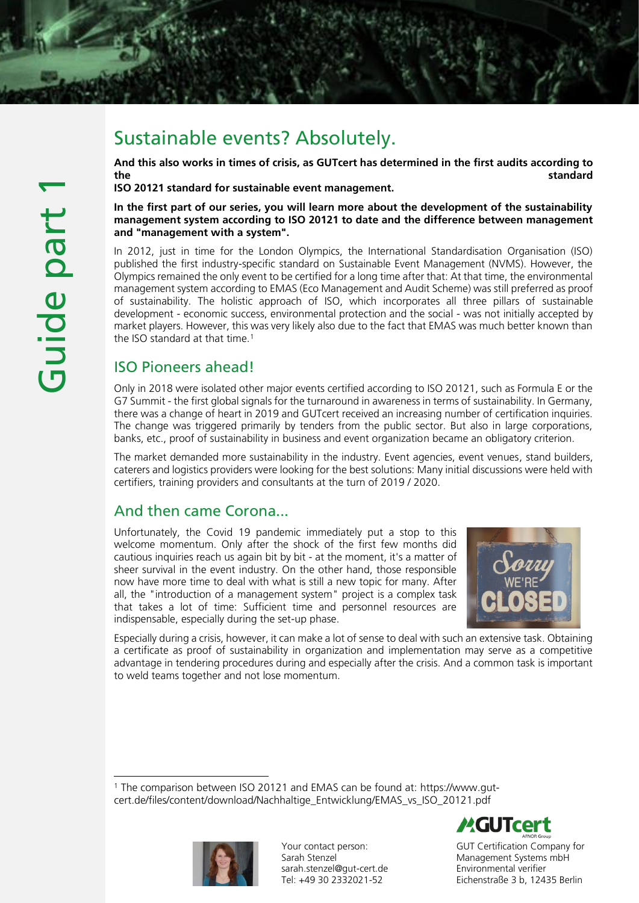Guide part 1

# Sustainable events? Absolutely.

**And this also works in times of crisis, as GUTcert has determined in the first audits according to the standard ISO 20121 standard for sustainable event management.**

**In the first part of our series, you will learn more about the development of the sustainability management system according to ISO 20121 to date and the difference between management and "management with a system".**

In 2012, just in time for the London Olympics, the International Standardisation Organisation (ISO) published the first industry-specific standard on Sustainable Event Management (NVMS). However, the Olympics remained the only event to be certified for a long time after that: At that time, the environmental management system according to EMAS (Eco Management and Audit Scheme) was still preferred as proof of sustainability. The holistic approach of ISO, which incorporates all three pillars of sustainable development - economic success, environmental protection and the social - was not initially accepted by market players. However, this was very likely also due to the fact that EMAS was much better known than the ISO standard at that time.[1]

## ISO Pioneers ahead!

Only in 2018 were isolated other major events certified according to ISO 20121, such as Formula E or the G7 Summit - the first global signals for the turnaround in awareness in terms of sustainability. In Germany, there was a change of heart in 2019 and GUTcert received an increasing number of certification inquiries. The change was triggered primarily by tenders from the public sector. But also in large corporations, banks, etc., proof of sustainability in business and event organization became an obligatory criterion.

The market demanded more sustainability in the industry. Event agencies, event venues, stand builders, caterers and logistics providers were looking for the best solutions: Many initial discussions were held with certifiers, training providers and consultants at the turn of 2019 / 2020.

## And then came Corona...

Unfortunately, the Covid 19 pandemic immediately put a stop to this welcome momentum. Only after the shock of the first few months did cautious inquiries reach us again bit by bit - at the moment, it's a matter of sheer survival in the event industry. On the other hand, those responsible now have more time to deal with what is still a new topic for many. After all, the "introduction of a management system" project is a complex task that takes a lot of time: Sufficient time and personnel resources are indispensable, especially during the set-up phase.

Especially during a crisis, however, it can make a lot of sense to deal with such an extensive task. Obtaining a certificate as proof of sustainability in organization and implementation may serve as a competitive advantage in tendering procedures during and especially after the crisis. And a common task is important to weld teams together and not lose momentum.

[1] The comparison between ISO 20121 and EMAS can be found at: https://www.gut-cert.de/files/content/download/Nachhaltige_Entwicklung/EMAS_vs_ISO_20121.pdf

Your contact person:
Sarah Stenzel
sarah.stenzel@gut-cert.de
Tel: +49 30 2332021-52

GUTcert
AFNOR Group
GUT Certification Company for Management Systems mbH
Environmental verifier
Eichenstraße 3 b, 12435 Berlin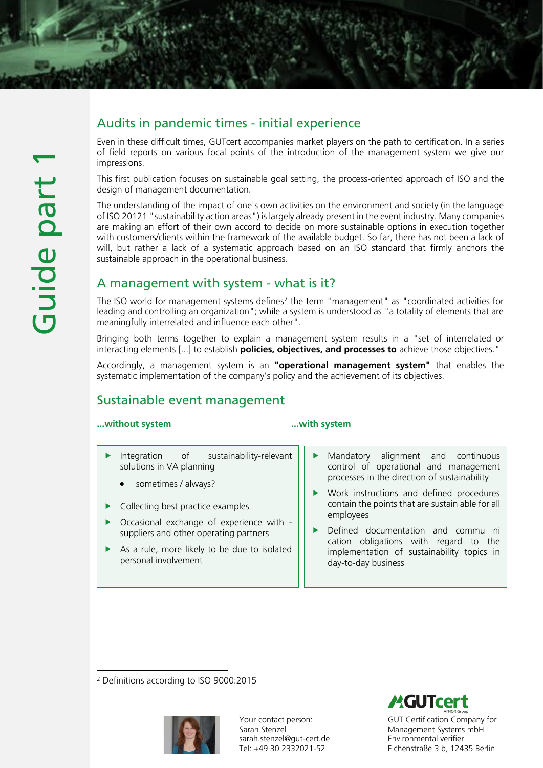Guide part 1

## Audits in pandemic times - initial experience

Even in these difficult times, GUTcert accompanies market players on the path to certification. In a series of field reports on various focal points of the introduction of the management system we give our impressions.

This first publication focuses on sustainable goal setting, the process-oriented approach of ISO and the design of management documentation.

The understanding of the impact of one's own activities on the environment and society (in the language of ISO 20121 "sustainability action areas") is largely already present in the event industry. Many companies are making an effort of their own accord to decide on more sustainable options in execution together with customers/clients within the framework of the available budget. So far, there has not been a lack of will, but rather a lack of a systematic approach based on an ISO standard that firmly anchors the sustainable approach in the operational business.

## A management with system - what is it?

The ISO world for management systems defines[2] the term "management" as "coordinated activities for leading and controlling an organization"; while a system is understood as "a totality of elements that are meaningfully interrelated and influence each other".

Bringing both terms together to explain a management system results in a "set of interrelated or interacting elements [...] to establish **policies, objectives, and processes to** achieve those objectives."

Accordingly, a management system is an **"operational management system"** that enables the systematic implementation of the company's policy and the achievement of its objectives.

## Sustainable event management

**...without system**

- Integration of sustainability-relevant solutions in VA planning
  - sometimes / always?
- Collecting best practice examples
- Occasional exchange of experience with - suppliers and other operating partners
- As a rule, more likely to be due to isolated personal involvement

**...with system**

- Mandatory alignment and continuous control of operational and management processes in the direction of sustainability
- Work instructions and defined procedures contain the points that are sustain able for all employees
- Defined documentation and commu ni cation obligations with regard to the implementation of sustainability topics in day-to-day business

[2] Definitions according to ISO 9000:2015

Your contact person:
Sarah Stenzel
sarah.stenzel@gut-cert.de
Tel: +49 30 2332021-52

GUTcert AFNOR Group
GUT Certification Company for Management Systems mbH
Environmental verifier
Eichenstraße 3 b, 12435 Berlin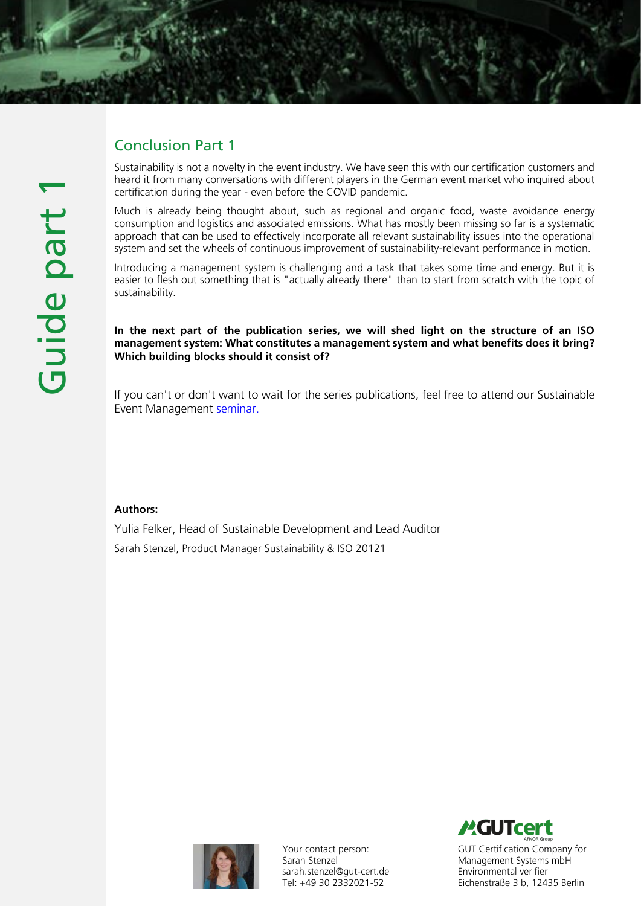## Conclusion Part 1

Sustainability is not a novelty in the event industry. We have seen this with our certification customers and heard it from many conversations with different players in the German event market who inquired about certification during the year - even before the COVID pandemic.

Much is already being thought about, such as regional and organic food, waste avoidance energy consumption and logistics and associated emissions. What has mostly been missing so far is a systematic approach that can be used to effectively incorporate all relevant sustainability issues into the operational system and set the wheels of continuous improvement of sustainability-relevant performance in motion.

Introducing a management system is challenging and a task that takes some time and energy. But it is easier to flesh out something that is "actually already there" than to start from scratch with the topic of sustainability.

**In the next part of the publication series, we will shed light on the structure of an ISO management system: What constitutes a management system and what benefits does it bring? Which building blocks should it consist of?**

If you can't or don't want to wait for the series publications, feel free to attend our Sustainable Event Management seminar.

**Authors:**

Yulia Felker, Head of Sustainable Development and Lead Auditor

Sarah Stenzel, Product Manager Sustainability & ISO 20121

Your contact person:
Sarah Stenzel
sarah.stenzel@gut-cert.de
Tel: +49 30 2332021-52

GUTcert
AFNOR Group

GUT Certification Company for Management Systems mbH
Environmental verifier
Eichenstraße 3 b, 12435 Berlin